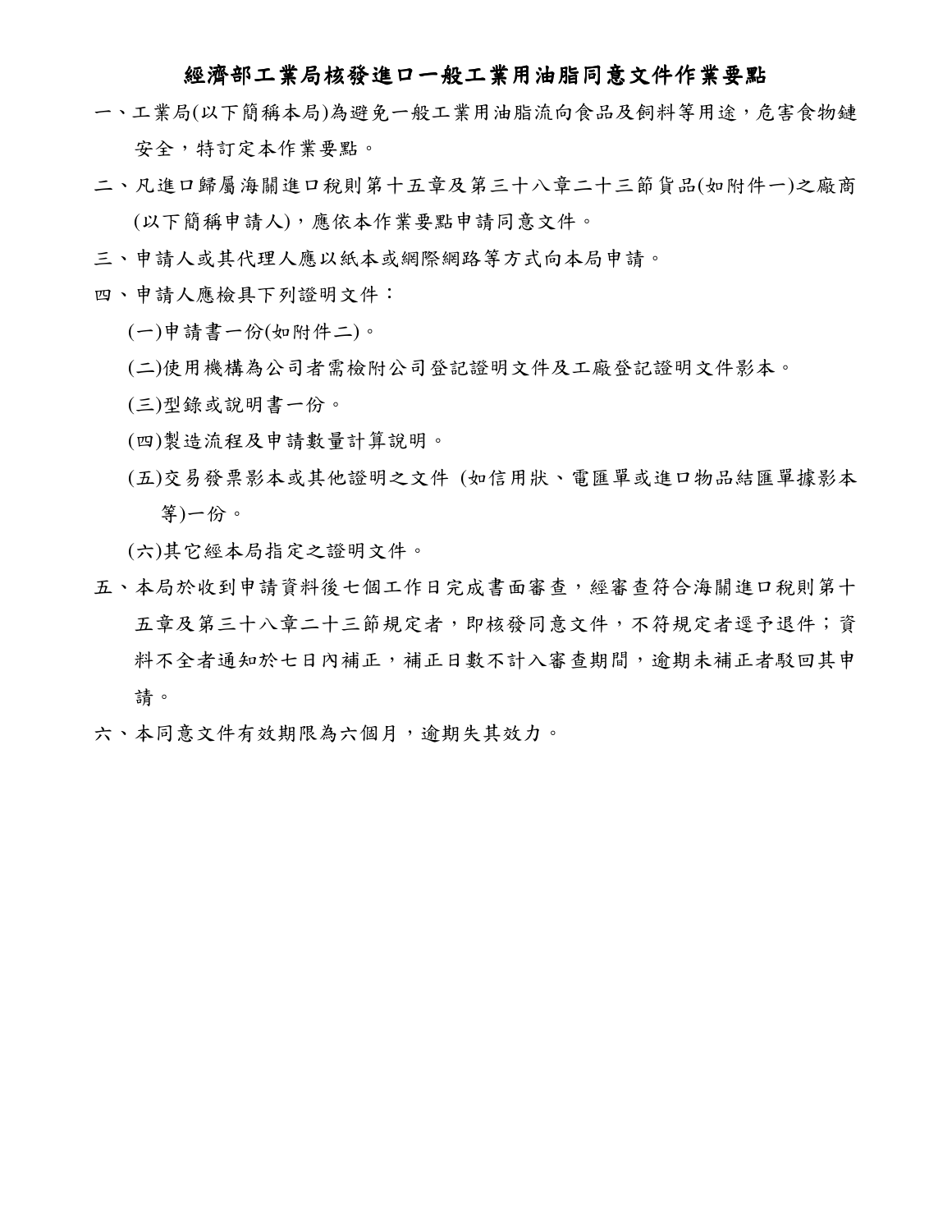# 經濟部工業局核發進口一般工業用油脂同意文件作業要點

一、工業局(以下簡稱本局)為避免一般工業用油脂流向食品及飼料等用途，危害食物鏈安全，特訂定本作業要點。

二、凡進口歸屬海關進口稅則第十五章及第三十八章二十三節貨品(如附件一)之廠商(以下簡稱申請人)，應依本作業要點申請同意文件。

三、申請人或其代理人應以紙本或網際網路等方式向本局申請。

四、申請人應檢具下列證明文件：

(一)申請書一份(如附件二)。

(二)使用機構為公司者需檢附公司登記證明文件及工廠登記證明文件影本。

(三)型錄或說明書一份。

(四)製造流程及申請數量計算說明。

(五)交易發票影本或其他證明之文件 (如信用狀、電匯單或進口物品結匯單據影本等)一份。

(六)其它經本局指定之證明文件。

五、本局於收到申請資料後七個工作日完成書面審查，經審查符合海關進口稅則第十五章及第三十八章二十三節規定者，即核發同意文件，不符規定者逕予退件；資料不全者通知於七日內補正，補正日數不計入審查期間，逾期未補正者駁回其申請。

六、本同意文件有效期限為六個月，逾期失其效力。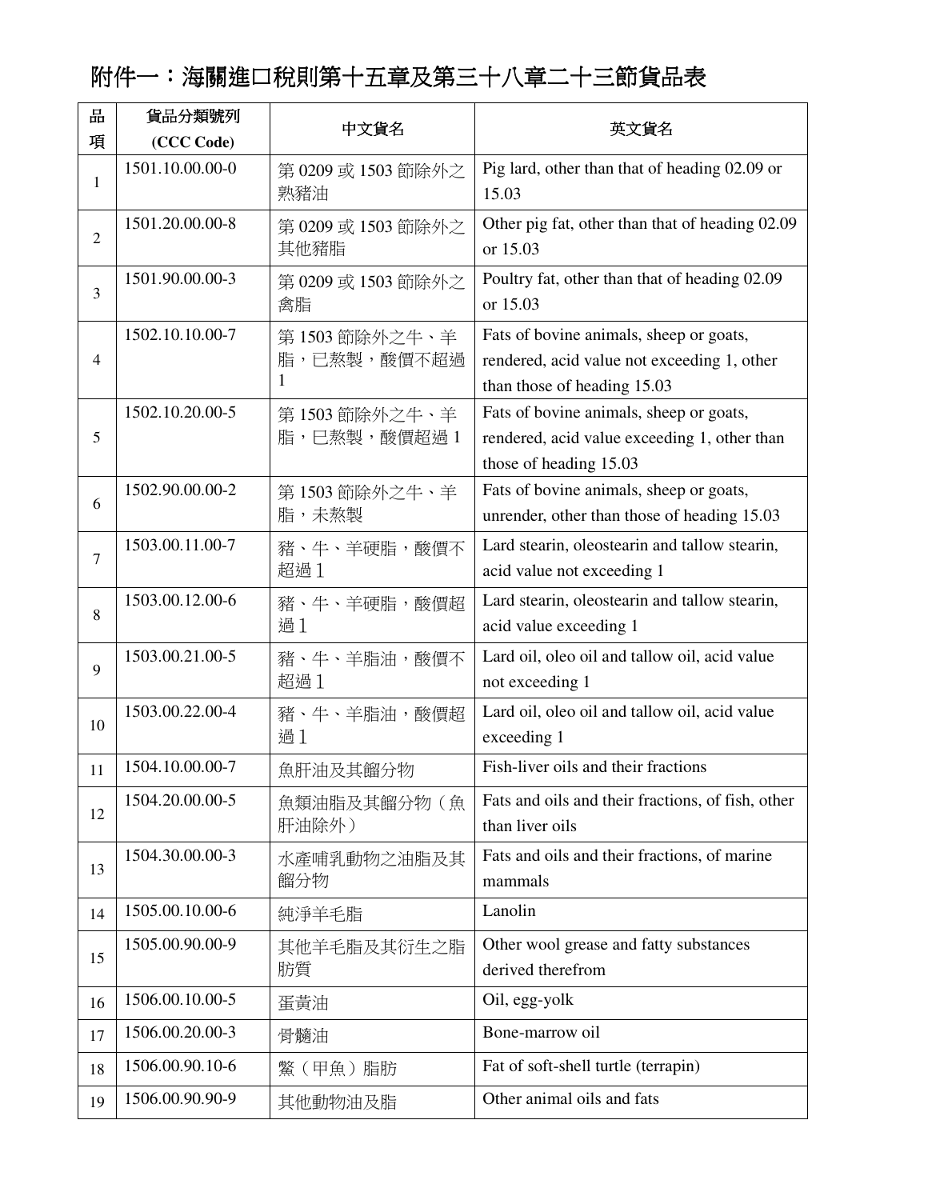# 附件一：海關進口稅則第十五章及第三十八章二十三節貨品表

| 品項 | 貨品分類號列 (CCC Code) | 中文貨名 | 英文貨名 |
|---|---|---|---|
| 1 | 1501.10.00.00-0 | 第 0209 或 1503 節除外之熟豬油 | Pig lard, other than that of heading 02.09 or 15.03 |
| 2 | 1501.20.00.00-8 | 第 0209 或 1503 節除外之其他豬脂 | Other pig fat, other than that of heading 02.09 or 15.03 |
| 3 | 1501.90.00.00-3 | 第 0209 或 1503 節除外之禽脂 | Poultry fat, other than that of heading 02.09 or 15.03 |
| 4 | 1502.10.10.00-7 | 第 1503 節除外之牛、羊脂，已熬製，酸價不超過 1 | Fats of bovine animals, sheep or goats, rendered, acid value not exceeding 1, other than those of heading 15.03 |
| 5 | 1502.10.20.00-5 | 第 1503 節除外之牛、羊脂，已熬製，酸價超過 1 | Fats of bovine animals, sheep or goats, rendered, acid value exceeding 1, other than those of heading 15.03 |
| 6 | 1502.90.00.00-2 | 第 1503 節除外之牛、羊脂，未熬製 | Fats of bovine animals, sheep or goats, unrender, other than those of heading 15.03 |
| 7 | 1503.00.11.00-7 | 豬、牛、羊硬脂，酸價不超過１ | Lard stearin, oleostearin and tallow stearin, acid value not exceeding 1 |
| 8 | 1503.00.12.00-6 | 豬、牛、羊硬脂，酸價超過１ | Lard stearin, oleostearin and tallow stearin, acid value exceeding 1 |
| 9 | 1503.00.21.00-5 | 豬、牛、羊脂油，酸價不超過１ | Lard oil, oleo oil and tallow oil, acid value not exceeding 1 |
| 10 | 1503.00.22.00-4 | 豬、牛、羊脂油，酸價超過１ | Lard oil, oleo oil and tallow oil, acid value exceeding 1 |
| 11 | 1504.10.00.00-7 | 魚肝油及其餾分物 | Fish-liver oils and their fractions |
| 12 | 1504.20.00.00-5 | 魚類油脂及其餾分物（魚肝油除外） | Fats and oils and their fractions, of fish, other than liver oils |
| 13 | 1504.30.00.00-3 | 水產哺乳動物之油脂及其餾分物 | Fats and oils and their fractions, of marine mammals |
| 14 | 1505.00.10.00-6 | 純淨羊毛脂 | Lanolin |
| 15 | 1505.00.90.00-9 | 其他羊毛脂及其衍生之脂肪質 | Other wool grease and fatty substances derived therefrom |
| 16 | 1506.00.10.00-5 | 蛋黃油 | Oil, egg-yolk |
| 17 | 1506.00.20.00-3 | 骨髓油 | Bone-marrow oil |
| 18 | 1506.00.90.10-6 | 鱉（甲魚）脂肪 | Fat of soft-shell turtle (terrapin) |
| 19 | 1506.00.90.90-9 | 其他動物油及脂 | Other animal oils and fats |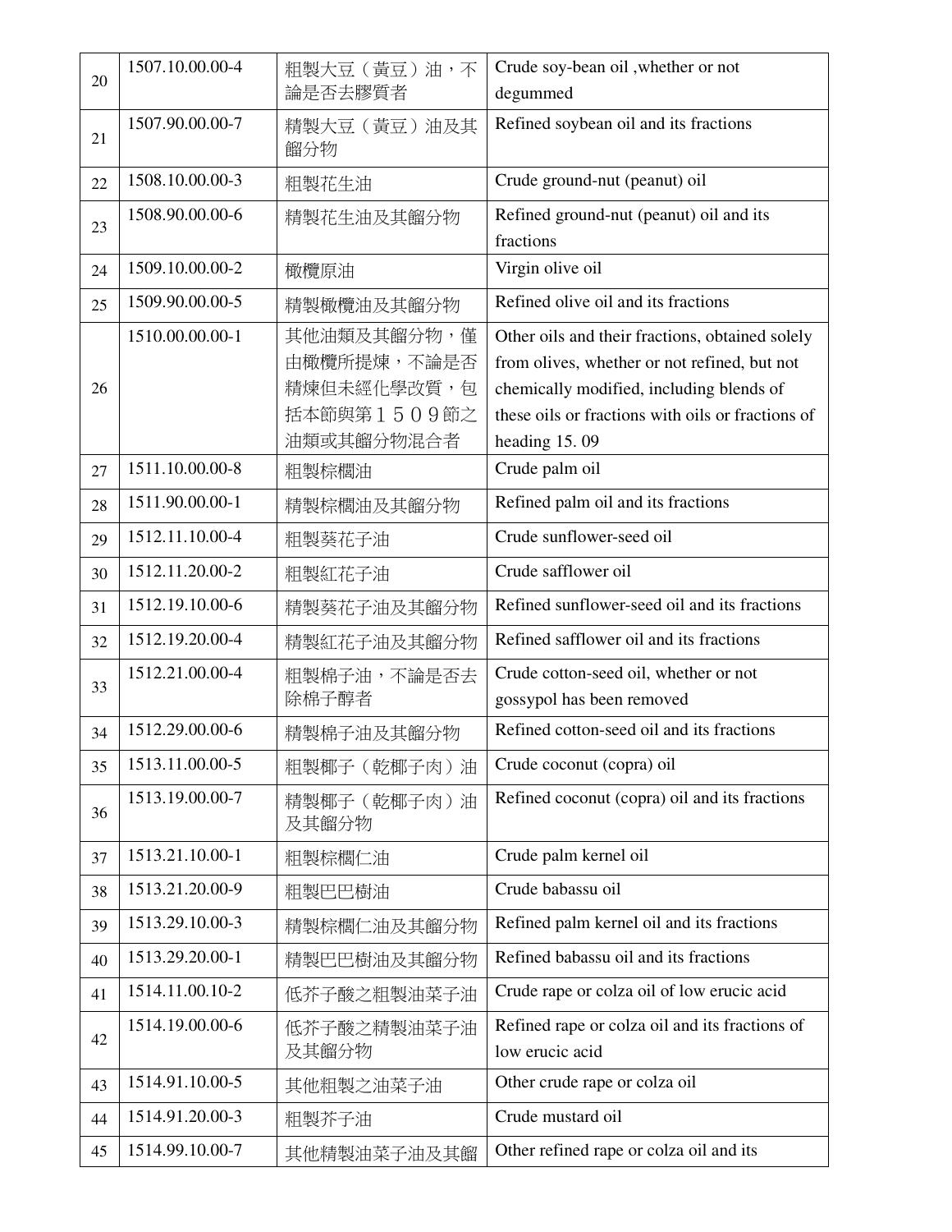| 20 | 1507.10.00.00-4 | 粗製大豆（黃豆）油，不論是否去膠質者 | Crude soy-bean oil ,whether or not degummed |
|---|---|---|---|
| 21 | 1507.90.00.00-7 | 精製大豆（黃豆）油及其餾分物 | Refined soybean oil and its fractions |
| 22 | 1508.10.00.00-3 | 粗製花生油 | Crude ground-nut (peanut) oil |
| 23 | 1508.90.00.00-6 | 精製花生油及其餾分物 | Refined ground-nut (peanut) oil and its fractions |
| 24 | 1509.10.00.00-2 | 橄欖原油 | Virgin olive oil |
| 25 | 1509.90.00.00-5 | 精製橄欖油及其餾分物 | Refined olive oil and its fractions |
| 26 | 1510.00.00.00-1 | 其他油類及其餾分物，僅由橄欖所提煉，不論是否精煉但未經化學改質，包括本節與第１５０９節之油類或其餾分物混合者 | Other oils and their fractions, obtained solely from olives, whether or not refined, but not chemically modified, including blends of these oils or fractions with oils or fractions of heading 15. 09 |
| 27 | 1511.10.00.00-8 | 粗製棕櫚油 | Crude palm oil |
| 28 | 1511.90.00.00-1 | 精製棕櫚油及其餾分物 | Refined palm oil and its fractions |
| 29 | 1512.11.10.00-4 | 粗製葵花子油 | Crude sunflower-seed oil |
| 30 | 1512.11.20.00-2 | 粗製紅花子油 | Crude safflower oil |
| 31 | 1512.19.10.00-6 | 精製葵花子油及其餾分物 | Refined sunflower-seed oil and its fractions |
| 32 | 1512.19.20.00-4 | 精製紅花子油及其餾分物 | Refined safflower oil and its fractions |
| 33 | 1512.21.00.00-4 | 粗製棉子油，不論是否去除棉子醇者 | Crude cotton-seed oil, whether or not gossypol has been removed |
| 34 | 1512.29.00.00-6 | 精製棉子油及其餾分物 | Refined cotton-seed oil and its fractions |
| 35 | 1513.11.00.00-5 | 粗製椰子（乾椰子肉）油 | Crude coconut (copra) oil |
| 36 | 1513.19.00.00-7 | 精製椰子（乾椰子肉）油及其餾分物 | Refined coconut (copra) oil and its fractions |
| 37 | 1513.21.10.00-1 | 粗製棕櫚仁油 | Crude palm kernel oil |
| 38 | 1513.21.20.00-9 | 粗製巴巴樹油 | Crude babassu oil |
| 39 | 1513.29.10.00-3 | 精製棕櫚仁油及其餾分物 | Refined palm kernel oil and its fractions |
| 40 | 1513.29.20.00-1 | 精製巴巴樹油及其餾分物 | Refined babassu oil and its fractions |
| 41 | 1514.11.00.10-2 | 低芥子酸之粗製油菜子油 | Crude rape or colza oil of low erucic acid |
| 42 | 1514.19.00.00-6 | 低芥子酸之精製油菜子油及其餾分物 | Refined rape or colza oil and its fractions of low erucic acid |
| 43 | 1514.91.10.00-5 | 其他粗製之油菜子油 | Other crude rape or colza oil |
| 44 | 1514.91.20.00-3 | 粗製芥子油 | Crude mustard oil |
| 45 | 1514.99.10.00-7 | 其他精製油菜子油及其餾 | Other refined rape or colza oil and its |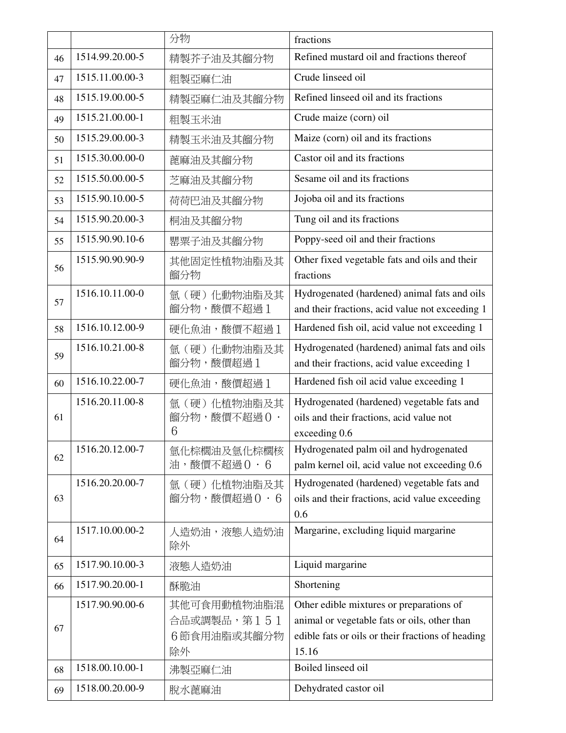| | | 分物 | fractions |
|---|---|---|---|
| 46 | 1514.99.20.00-5 | 精製芥子油及其餾分物 | Refined mustard oil and fractions thereof |
| 47 | 1515.11.00.00-3 | 粗製亞麻仁油 | Crude linseed oil |
| 48 | 1515.19.00.00-5 | 精製亞麻仁油及其餾分物 | Refined linseed oil and its fractions |
| 49 | 1515.21.00.00-1 | 粗製玉米油 | Crude maize (corn) oil |
| 50 | 1515.29.00.00-3 | 精製玉米油及其餾分物 | Maize (corn) oil and its fractions |
| 51 | 1515.30.00.00-0 | 蓖麻油及其餾分物 | Castor oil and its fractions |
| 52 | 1515.50.00.00-5 | 芝麻油及其餾分物 | Sesame oil and its fractions |
| 53 | 1515.90.10.00-5 | 荷荷巴油及其餾分物 | Jojoba oil and its fractions |
| 54 | 1515.90.20.00-3 | 桐油及其餾分物 | Tung oil and its fractions |
| 55 | 1515.90.90.10-6 | 罌粟子油及其餾分物 | Poppy-seed oil and their fractions |
| 56 | 1515.90.90.90-9 | 其他固定性植物油脂及其餾分物 | Other fixed vegetable fats and oils and their fractions |
| 57 | 1516.10.11.00-0 | 氫（硬）化動物油脂及其餾分物，酸價不超過１ | Hydrogenated (hardened) animal fats and oils and their fractions, acid value not exceeding 1 |
| 58 | 1516.10.12.00-9 | 硬化魚油，酸價不超過１ | Hardened fish oil, acid value not exceeding 1 |
| 59 | 1516.10.21.00-8 | 氫（硬）化動物油脂及其餾分物，酸價超過１ | Hydrogenated (hardened) animal fats and oils and their fractions, acid value exceeding 1 |
| 60 | 1516.10.22.00-7 | 硬化魚油，酸價超過１ | Hardened fish oil acid value exceeding 1 |
| 61 | 1516.20.11.00-8 | 氫（硬）化植物油脂及其餾分物，酸價不超過０・６ | Hydrogenated (hardened) vegetable fats and oils and their fractions, acid value not exceeding 0.6 |
| 62 | 1516.20.12.00-7 | 氫化棕櫚油及氫化棕櫚核油，酸價不超過０・６ | Hydrogenated palm oil and hydrogenated palm kernel oil, acid value not exceeding 0.6 |
| 63 | 1516.20.20.00-7 | 氫（硬）化植物油脂及其餾分物，酸價超過０・６ | Hydrogenated (hardened) vegetable fats and oils and their fractions, acid value exceeding 0.6 |
| 64 | 1517.10.00.00-2 | 人造奶油，液態人造奶油除外 | Margarine, excluding liquid margarine |
| 65 | 1517.90.10.00-3 | 液態人造奶油 | Liquid margarine |
| 66 | 1517.90.20.00-1 | 酥脆油 | Shortening |
| 67 | 1517.90.90.00-6 | 其他可食用動植物油脂混合品或調製品，第１５１６節食用油脂或其餾分物除外 | Other edible mixtures or preparations of animal or vegetable fats or oils, other than edible fats or oils or their fractions of heading 15.16 |
| 68 | 1518.00.10.00-1 | 沸製亞麻仁油 | Boiled linseed oil |
| 69 | 1518.00.20.00-9 | 脫水蓖麻油 | Dehydrated castor oil |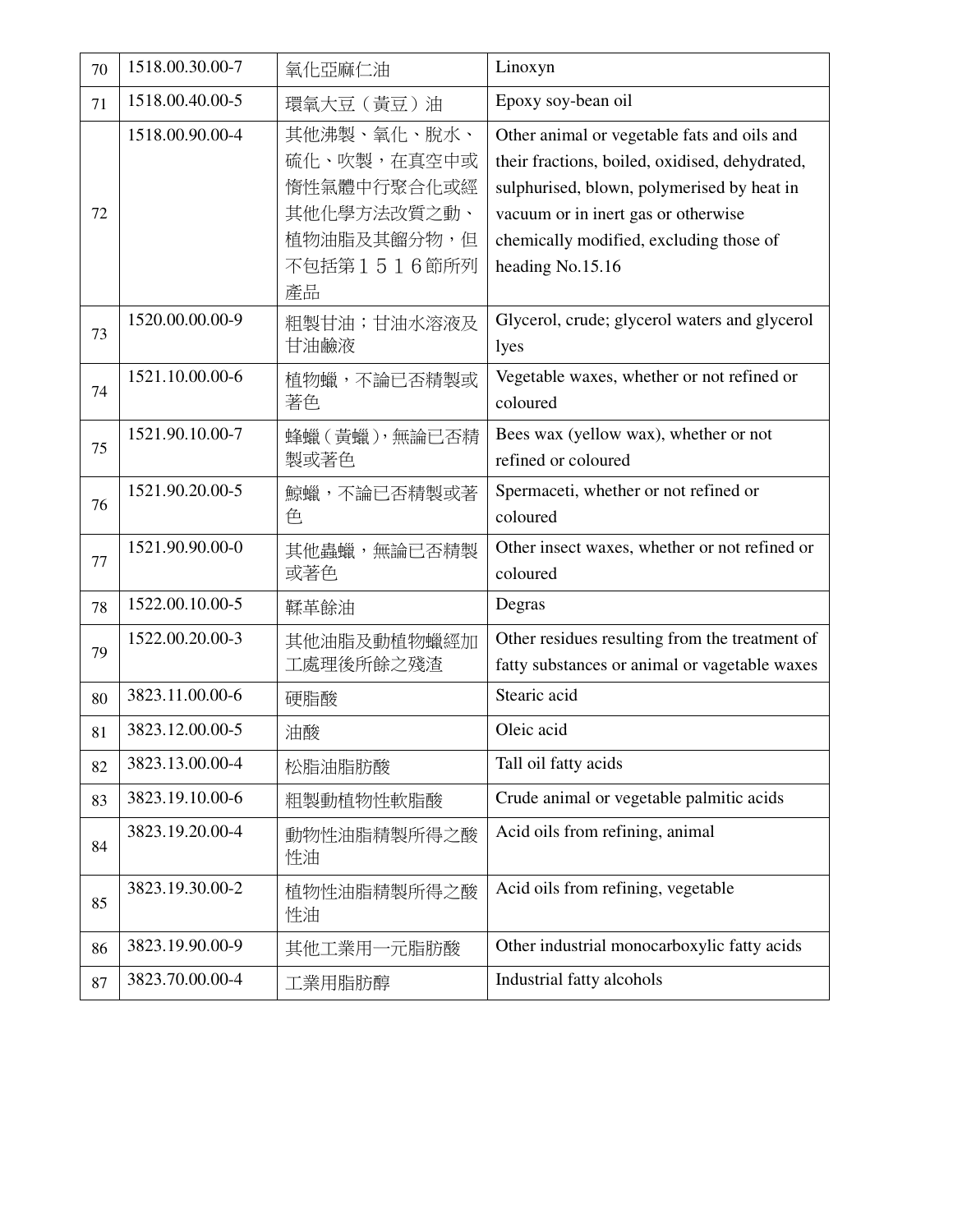| 70 | 1518.00.30.00-7 | 氧化亞蔴仁油 | Linoxyn |
|---|---|---|---|
| 71 | 1518.00.40.00-5 | 環氧大豆（黃豆）油 | Epoxy soy-bean oil |
| 72 | 1518.00.90.00-4 | 其他沸製、氧化、脫水、硫化、吹製，在真空中或惰性氣體中行聚合化或經其他化學方法改質之動、植物油脂及其餾分物，但不包括第１５１６節所列產品 | Other animal or vegetable fats and oils and their fractions, boiled, oxidised, dehydrated, sulphurised, blown, polymerised by heat in vacuum or in inert gas or otherwise chemically modified, excluding those of heading No.15.16 |
| 73 | 1520.00.00.00-9 | 粗製甘油；甘油水溶液及甘油鹼液 | Glycerol, crude; glycerol waters and glycerol lyes |
| 74 | 1521.10.00.00-6 | 植物蠟，不論已否精製或著色 | Vegetable waxes, whether or not refined or coloured |
| 75 | 1521.90.10.00-7 | 蜂蠟（黃蠟），無論已否精製或著色 | Bees wax (yellow wax), whether or not refined or coloured |
| 76 | 1521.90.20.00-5 | 鯨蠟，不論已否精製或著色 | Spermaceti, whether or not refined or coloured |
| 77 | 1521.90.90.00-0 | 其他蟲蠟，無論已否精製或著色 | Other insect waxes, whether or not refined or coloured |
| 78 | 1522.00.10.00-5 | 鞣革餘油 | Degras |
| 79 | 1522.00.20.00-3 | 其他油脂及動植物蠟經加工處理後所餘之殘渣 | Other residues resulting from the treatment of fatty substances or animal or vagetable waxes |
| 80 | 3823.11.00.00-6 | 硬脂酸 | Stearic acid |
| 81 | 3823.12.00.00-5 | 油酸 | Oleic acid |
| 82 | 3823.13.00.00-4 | 松脂油脂肪酸 | Tall oil fatty acids |
| 83 | 3823.19.10.00-6 | 粗製動植物性軟脂酸 | Crude animal or vegetable palmitic acids |
| 84 | 3823.19.20.00-4 | 動物性油脂精製所得之酸性油 | Acid oils from refining, animal |
| 85 | 3823.19.30.00-2 | 植物性油脂精製所得之酸性油 | Acid oils from refining, vegetable |
| 86 | 3823.19.90.00-9 | 其他工業用一元脂肪酸 | Other industrial monocarboxylic fatty acids |
| 87 | 3823.70.00.00-4 | 工業用脂肪醇 | Industrial fatty alcohols |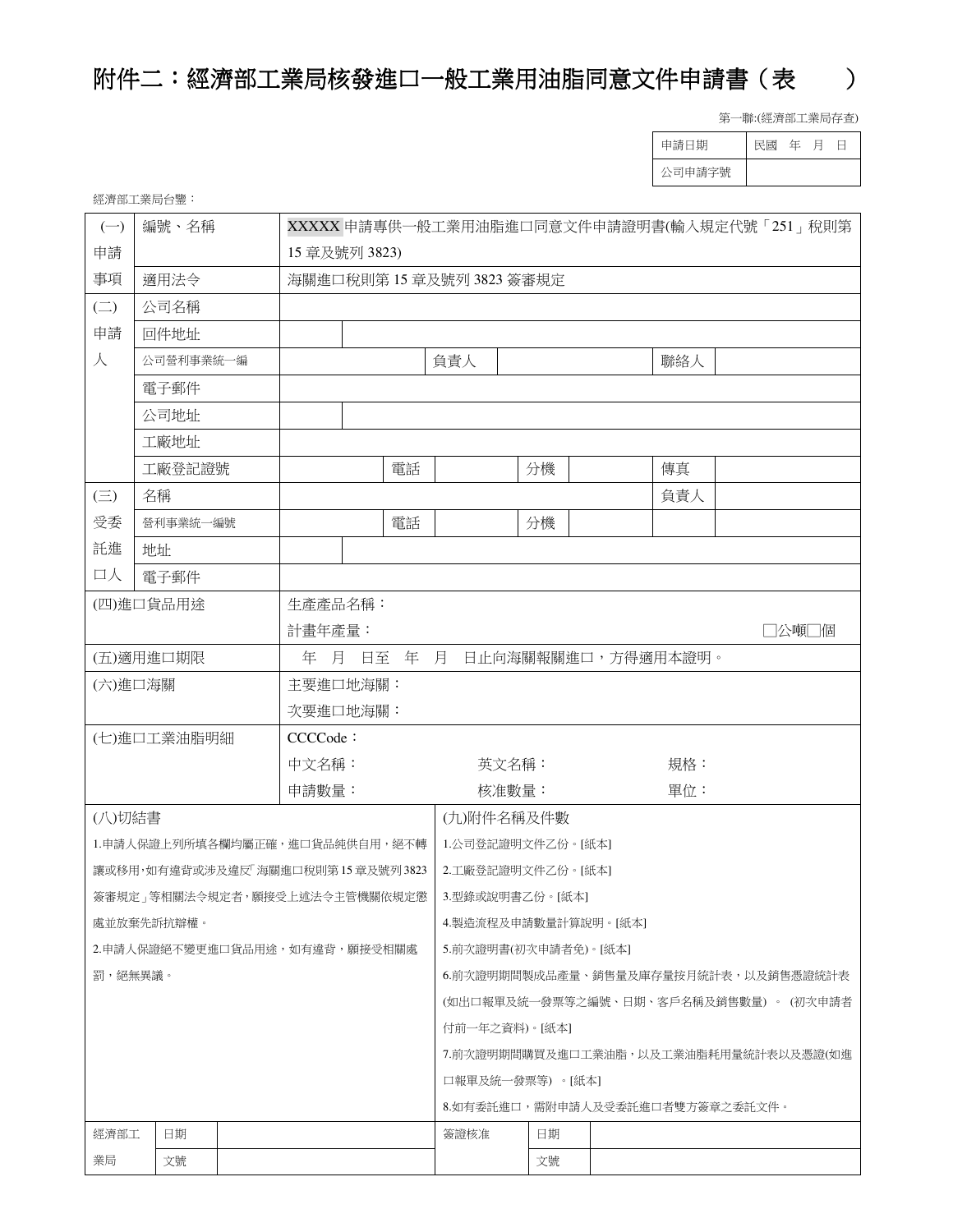# 附件二：經濟部工業局核發進口一般工業用油脂同意文件申請書（表　　）

第一聯:(經濟部工業局存查)

| 申請日期 | 民國　年　月　日 |
|---|---|
| 公司申請字號 | |

經濟部工業局台鑒：

| | | | | | | | | | |
|---|---|---|---|---|---|---|---|---|---|
| (一)申請事項 | 編號、名稱 | XXXXX 申請專供一般工業用油脂進口同意文件申請證明書(輸入規定代號「251」稅則第15章及號列 3823) | | | | | | | |
| | 適用法令 | 海關進口稅則第 15 章及號列 3823 簽審規定 | | | | | | | |
| (二)申請人 | 公司名稱 | | | | | | | | |
| | 回件地址 | | | | | | | | |
| | 公司營利事業統一編 | | | 負責人 | | | | 聯絡人 | |
| | 電子郵件 | | | | | | | | |
| | 公司地址 | | | | | | | | |
| | 工廠地址 | | | | | | | | |
| | 工廠登記證號 | | 電話 | | 分機 | | | 傳真 | |
| (三)受委託進口人 | 名稱 | | | | | | | 負責人 | |
| | 營利事業統一編號 | | 電話 | | 分機 | | | | |
| | 地址 | | | | | | | | |
| | 電子郵件 | | | | | | | | |
| (四)進口貨品用途 | | 生產產品名稱：<br>計畫年產量：　□公噸□個 | | | | | | | |
| (五)適用進口期限 | | 年　月　日至　年　月　日止向海關報關進口，方得適用本證明。 | | | | | | | |
| (六)進口海關 | | 主要進口地海關：<br>次要進口地海關： | | | | | | | |
| (七)進口工業油脂明細 | | CCCCode：<br>中文名稱：　英文名稱：　規格：<br>申請數量：　核准數量：　單位： | | | | | | | |

| (八)切結書 | (九)附件名稱及件數 |
|---|---|
| 1.申請人保證上列所填各欄均屬正確，進口貨品純供自用，絕不轉讓或移用，如有違背或涉及違反「海關進口稅則第 15 章及號列 3823 簽審規定」等相關法令規定者，願接受上述法令主管機關依規定懲處並放棄先訴抗辯權。<br>2.申請人保證絕不變更進口貨品用途，如有違背，願接受相關處罰，絕無異議。 | 1.公司登記證明文件乙份。[紙本]<br>2.工廠登記證明文件乙份。[紙本]<br>3.型錄或說明書乙份。[紙本]<br>4.製造流程及申請數量計算說明。[紙本]<br>5.前次證明書(初次申請者免)。[紙本]<br>6.前次證明期間製成品產量、銷售量及庫存量按月統計表，以及銷售憑證統計表(如出口報單及統一發票等之編號、日期、客戶名稱及銷售數量)。(初次申請者付前一年之資料)。[紙本]<br>7.前次證明期間購買及進口工業油脂，以及工業油脂耗用量統計表以及憑證(如進口報單及統一發票等)。[紙本]<br>8.如有委託進口，需附申請人及受委託進口者雙方簽章之委託文件。 |

| 經濟部工業局 | 日期 | | 簽證核准 | 日期 | |
|---|---|---|---|---|---|
| | 文號 | | | 文號 | |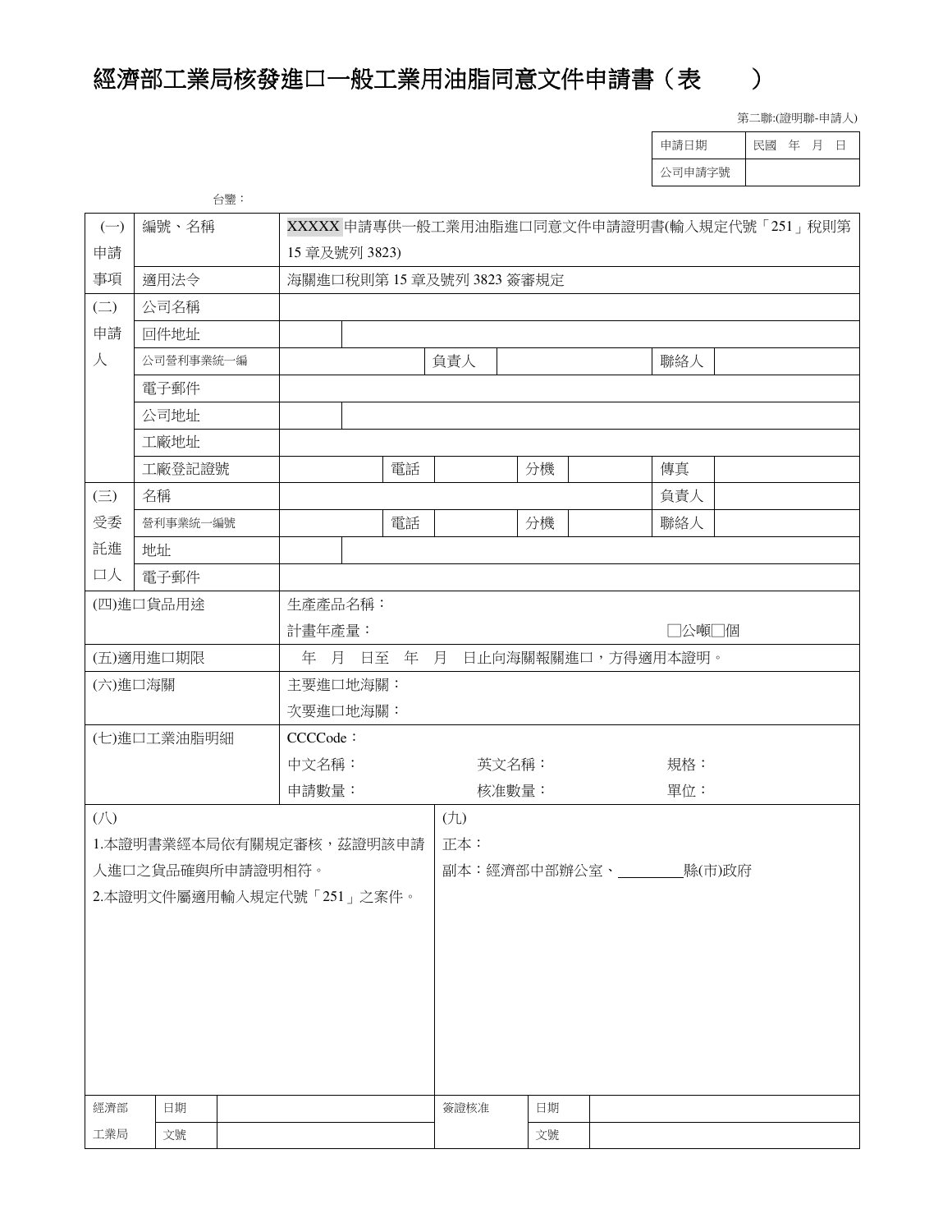# 經濟部工業局核發進口一般工業用油脂同意文件申請書（表　　）

第二聯:(證明聯-申請人)

| 申請日期 | 民國　年　月　日 |
|---|---|
| 公司申請字號 | |

台鑒：

| | | | | | | | | |
|---|---|---|---|---|---|---|---|---|
| (一)申請事項 | 編號、名稱 | XXXXX 申請專供一般工業用油脂進口同意文件申請證明書(輸入規定代號「251」稅則第15章及號列 3823) | | | | | | |
| | 適用法令 | 海關進口稅則第 15 章及號列 3823 簽審規定 | | | | | | |
| (二)申請人 | 公司名稱 | | | | | | | |
| | 回件地址 | | | | | | | |
| | 公司營利事業統一編 | | 負責人 | | | | 聯絡人 | |
| | 電子郵件 | | | | | | | |
| | 公司地址 | | | | | | | |
| | 工廠地址 | | | | | | | |
| | 工廠登記證號 | | 電話 | | 分機 | | 傳真 | |
| (三)受委託進口人 | 名稱 | | | | | | 負責人 | |
| | 營利事業統一編號 | | 電話 | | 分機 | | 聯絡人 | |
| | 地址 | | | | | | | |
| | 電子郵件 | | | | | | | |
| (四)進口貨品用途 | | 生產產品名稱：<br>計畫年產量：　□公噸□個 | | | | | | |
| (五)適用進口期限 | | 年　月　日至　年　月　日止向海關報關進口，方得適用本證明。 | | | | | | |
| (六)進口海關 | | 主要進口地海關：<br>次要進口地海關： | | | | | | |
| (七)進口工業油脂明細 | | CCCCode：<br>中文名稱：　英文名稱：　規格：<br>申請數量：　核准數量：　單位： | | | | | | |

| | |
|---|---|
| (八)<br>1.本證明書業經本局依有關規定審核，茲證明該申請人進口之貨品確與所申請證明相符。<br>2.本證明文件屬適用輸入規定代號「251」之案件。 | (九)<br>正本：<br>副本：經濟部中部辦公室、________縣(市)政府 |

| | | | | | |
|---|---|---|---|---|---|
| 經濟部工業局 | 日期 | | 簽證核准 | 日期 | |
| | 文號 | | | 文號 | |